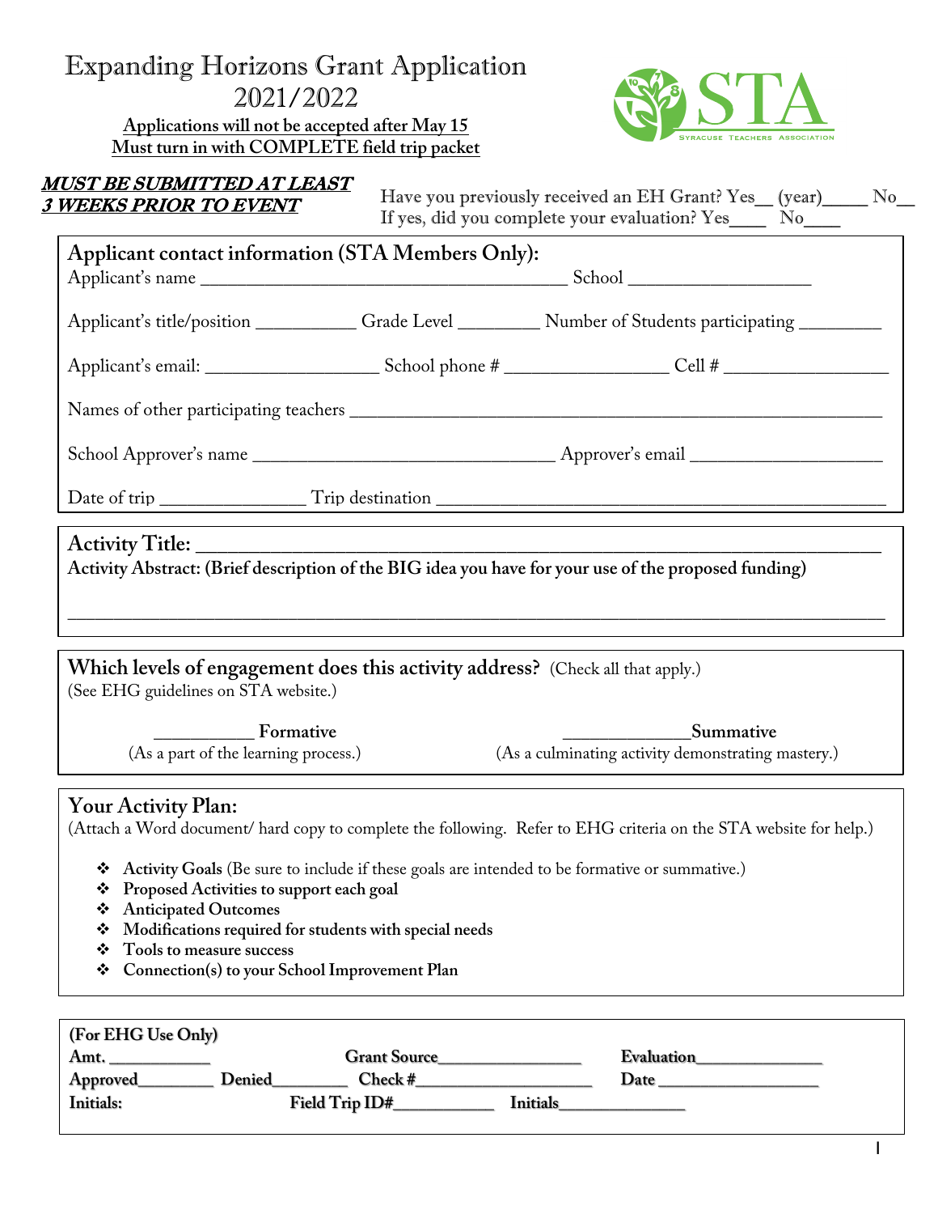# Expanding Horizons Grant Application 2021/2022

**Applications will not be accepted after May 15**
**Must turn in with COMPLETE field trip packet**

STA
SYRACUSE TEACHERS ASSOCIATION

***MUST BE SUBMITTED AT LEAST 3 WEEKS PRIOR TO EVENT***

Have you previously received an EH Grant? Yes__ (year)_____ No__
If yes, did you complete your evaluation? Yes____ No____

## Applicant contact information (STA Members Only):

Applicant's name ________________________________________ School ____________________

Applicant's title/position ___________ Grade Level _________ Number of Students participating _________

Applicant's email: ___________________ School phone # _________________ Cell # __________________

Names of other participating teachers ____________________________________________________________

School Approver's name _________________________________ Approver's email _____________________

Date of trip ________________ Trip destination ________________________________________________

## Activity Title: ____________________________________________________________

**Activity Abstract: (Brief description of the BIG idea you have for your use of the proposed funding)**

______________________________________________________________________________________

## Which levels of engagement does this activity address? (Check all that apply.)

(See EHG guidelines on STA website.)

___________ **Formative**
(As a part of the learning process.)

______________**Summative**
(As a culminating activity demonstrating mastery.)

## Your Activity Plan:

(Attach a Word document/ hard copy to complete the following. Refer to EHG criteria on the STA website for help.)

- **Activity Goals** (Be sure to include if these goals are intended to be formative or summative.)
- **Proposed Activities to support each goal**
- **Anticipated Outcomes**
- **Modifications required for students with special needs**
- **Tools to measure success**
- **Connection(s) to your School Improvement Plan**

**(For EHG Use Only)**

**Amt.** ____________ **Grant Source**_________________ **Evaluation**_______________

**Approved**_________ **Denied**_________ **Check #**_____________________ **Date** ___________________

**Initials:** **Field Trip ID#**____________ **Initials**_______________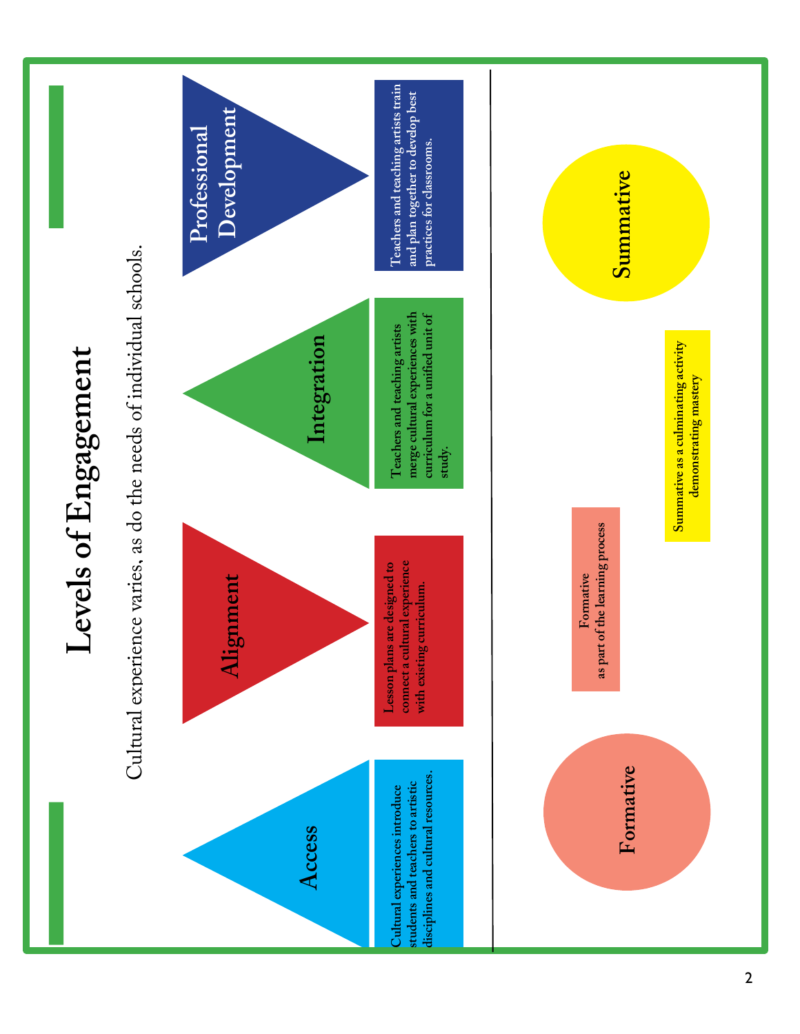# Levels of Engagement

Cultural experience varies, as do the needs of individual schools.

## Access

Cultural experiences introduce students and teachers to artistic disciplines and cultural resources.

## Alignment

Lesson plans are designed to connect a cultural experience with existing curriculum.

## Integration

Teachers and teaching artists merge cultural experiences with curriculum for a unified unit of study.

## Professional Development

Teachers and teaching artists train and plan together to develop best practices for classrooms.

---

## Formative

Formative as part of the learning process

## Summative

Summative as a culminating activity demonstrating mastery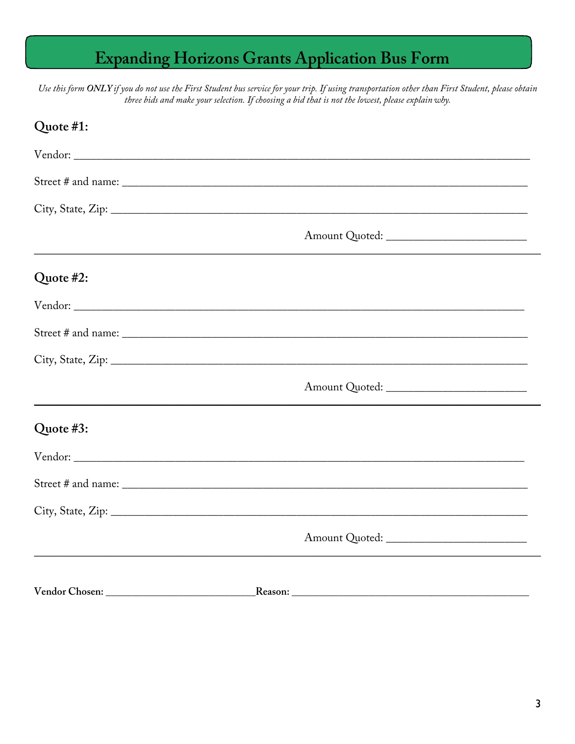# Expanding Horizons Grants Application Bus Form

*Use this form **ONLY** if you do not use the First Student bus service for your trip. If using transportation other than First Student, please obtain three bids and make your selection. If choosing a bid that is not the lowest, please explain why.*

## Quote #1:

Vendor: ______________________________________________________________________________

Street # and name: ______________________________________________________________________

City, State, Zip: ________________________________________________________________________

Amount Quoted: ________________________

---

## Quote #2:

Vendor: ______________________________________________________________________________

Street # and name: ______________________________________________________________________

City, State, Zip: ________________________________________________________________________

Amount Quoted: ________________________

---

## Quote #3:

Vendor: ______________________________________________________________________________

Street # and name: ______________________________________________________________________

City, State, Zip: ________________________________________________________________________

Amount Quoted: ________________________

---

**Vendor Chosen:** ___________________________ **Reason:** ___________________________________________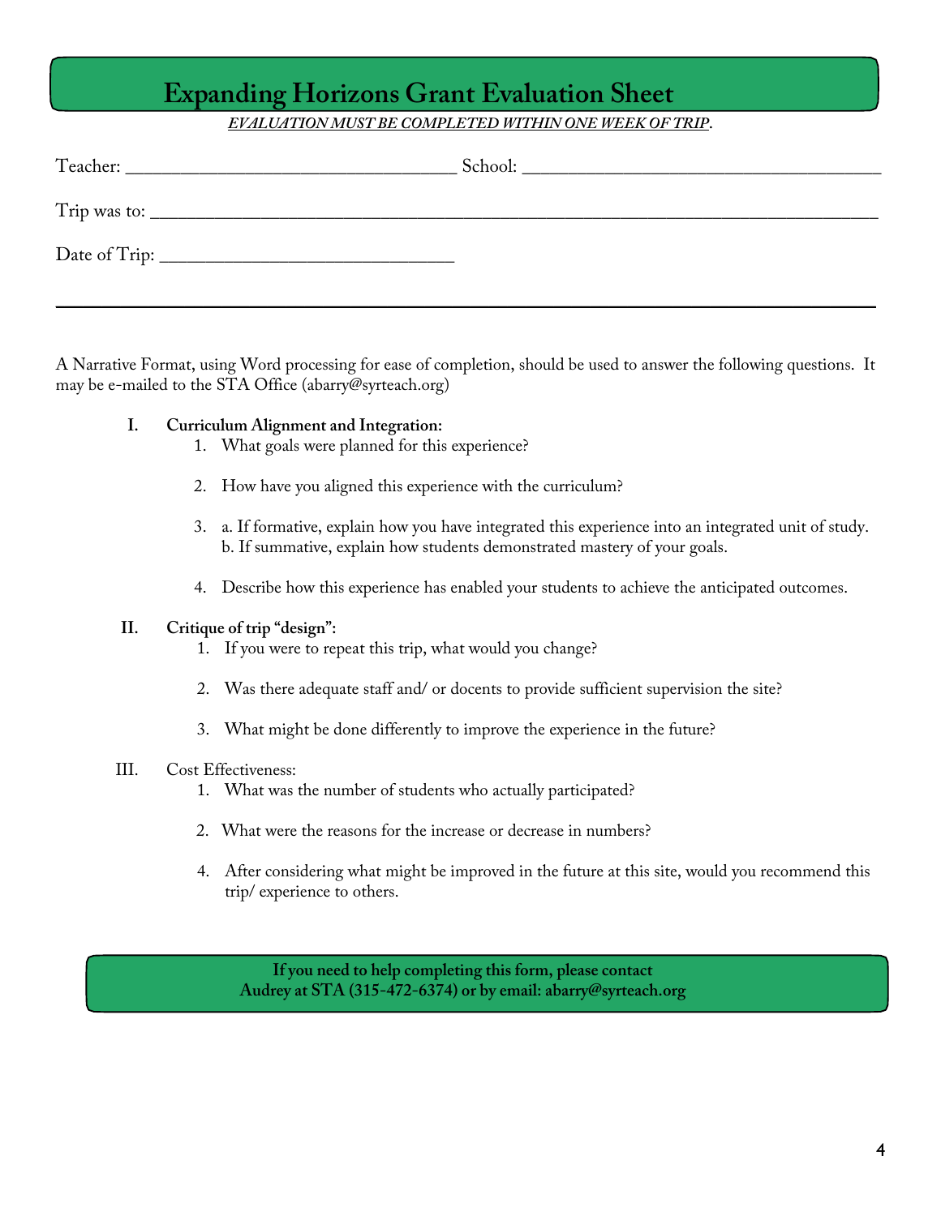# Expanding Horizons Grant Evaluation Sheet

***EVALUATION MUST BE COMPLETED WITHIN ONE WEEK OF TRIP*.**

Teacher: ___________________________________ School: ______________________________________

Trip was to: ________________________________________________________________________________

Date of Trip: _______________________________

---

A Narrative Format, using Word processing for ease of completion, should be used to answer the following questions. It may be e-mailed to the STA Office (abarry@syrteach.org)

**I. Curriculum Alignment and Integration:**

1. What goals were planned for this experience?
2. How have you aligned this experience with the curriculum?
3. a. If formative, explain how you have integrated this experience into an integrated unit of study.
   b. If summative, explain how students demonstrated mastery of your goals.
4. Describe how this experience has enabled your students to achieve the anticipated outcomes.

**II. Critique of trip "design":**

1. If you were to repeat this trip, what would you change?
2. Was there adequate staff and/ or docents to provide sufficient supervision the site?
3. What might be done differently to improve the experience in the future?

III. Cost Effectiveness:

1. What was the number of students who actually participated?
2. What were the reasons for the increase or decrease in numbers?
4. After considering what might be improved in the future at this site, would you recommend this trip/ experience to others.

**If you need to help completing this form, please contact Audrey at STA (315-472-6374) or by email: abarry@syrteach.org**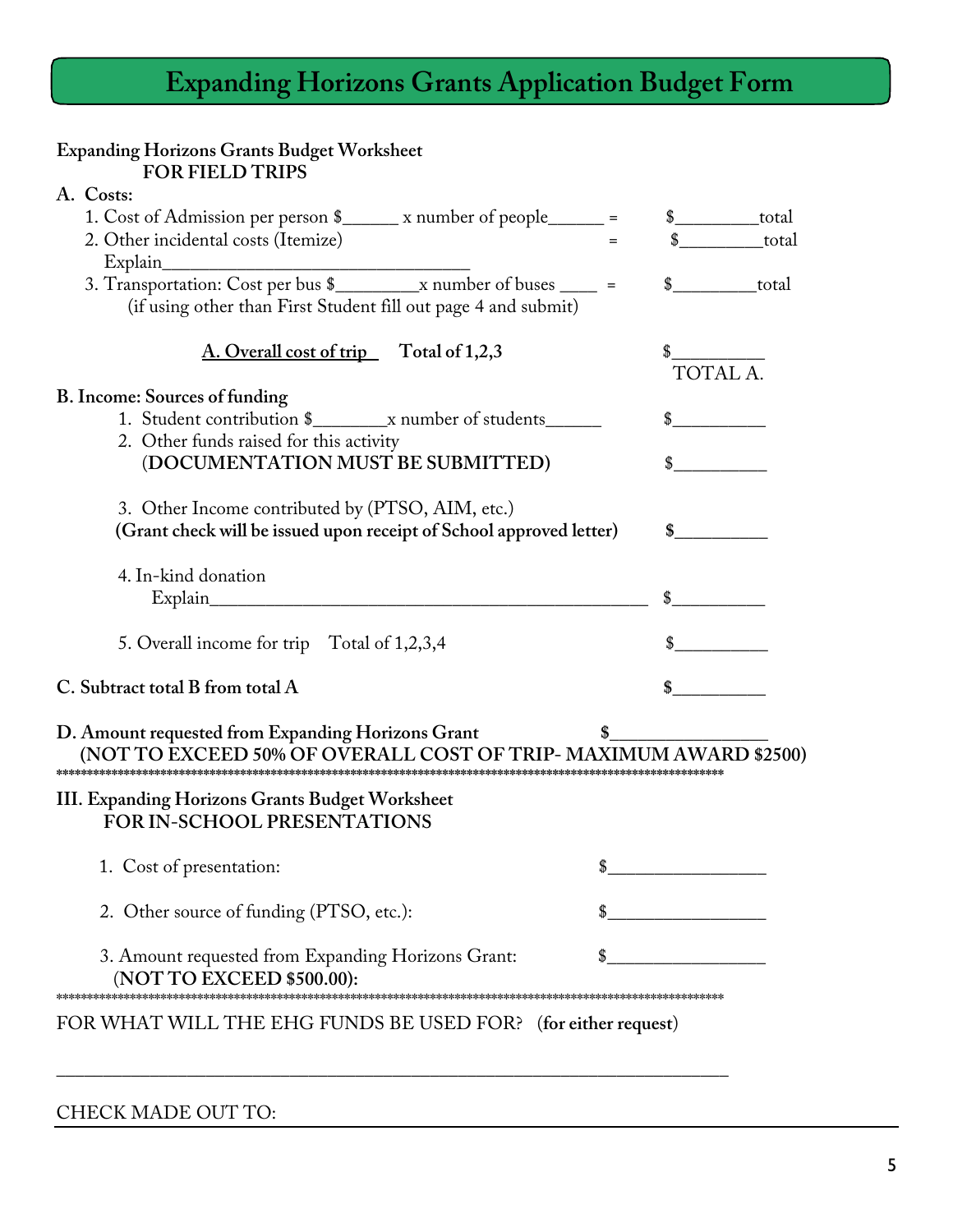# Expanding Horizons Grants Application Budget Form

**Expanding Horizons Grants Budget Worksheet**
**FOR FIELD TRIPS**

**A. Costs:**

1. Cost of Admission per person $______ x number of people______ = $_________total
2. Other incidental costs (Itemize) = $_________total
   Explain_________________________________
3. Transportation: Cost per bus $_________x number of buses ____ = $_________total
   (if using other than First Student fill out page 4 and submit)

**A. Overall cost of trip** **Total of 1,2,3** $__________ TOTAL A.

**B. Income: Sources of funding**

1. Student contribution $________x number of students______ $__________
2. Other funds raised for this activity (**DOCUMENTATION MUST BE SUBMITTED**) $__________
3. Other Income contributed by (PTSO, AIM, etc.) **(Grant check will be issued upon receipt of School approved letter)** $__________
4. In-kind donation
   Explain_____________________________________________ $__________
5. Overall income for trip Total of 1,2,3,4 $__________

**C. Subtract total B from total A** $__________

**D. Amount requested from Expanding Horizons Grant** $_________________
**(NOT TO EXCEED 50% OF OVERALL COST OF TRIP- MAXIMUM AWARD $2500)**

***************************************************************************************************

**III. Expanding Horizons Grants Budget Worksheet**
**FOR IN-SCHOOL PRESENTATIONS**

1. Cost of presentation: $_________________
2. Other source of funding (PTSO, etc.): $_________________
3. Amount requested from Expanding Horizons Grant: $_________________
   (**NOT TO EXCEED $500.00):**

***************************************************************************************************

FOR WHAT WILL THE EHG FUNDS BE USED FOR? (**for either request**)

_____________________________________________________________________________

CHECK MADE OUT TO: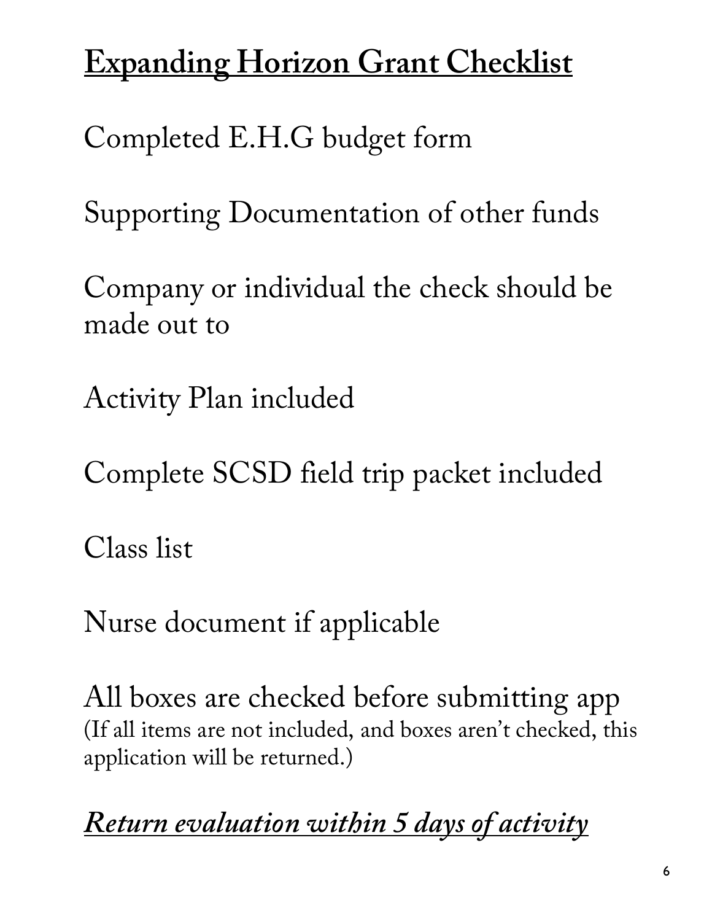# <u>Expanding Horizon Grant Checklist</u>

Completed E.H.G budget form

Supporting Documentation of other funds

Company or individual the check should be made out to

Activity Plan included

Complete SCSD field trip packet included

Class list

Nurse document if applicable

All boxes are checked before submitting app
(If all items are not included, and boxes aren't checked, this application will be returned.)

***<u>Return evaluation within 5 days of activity</u>***